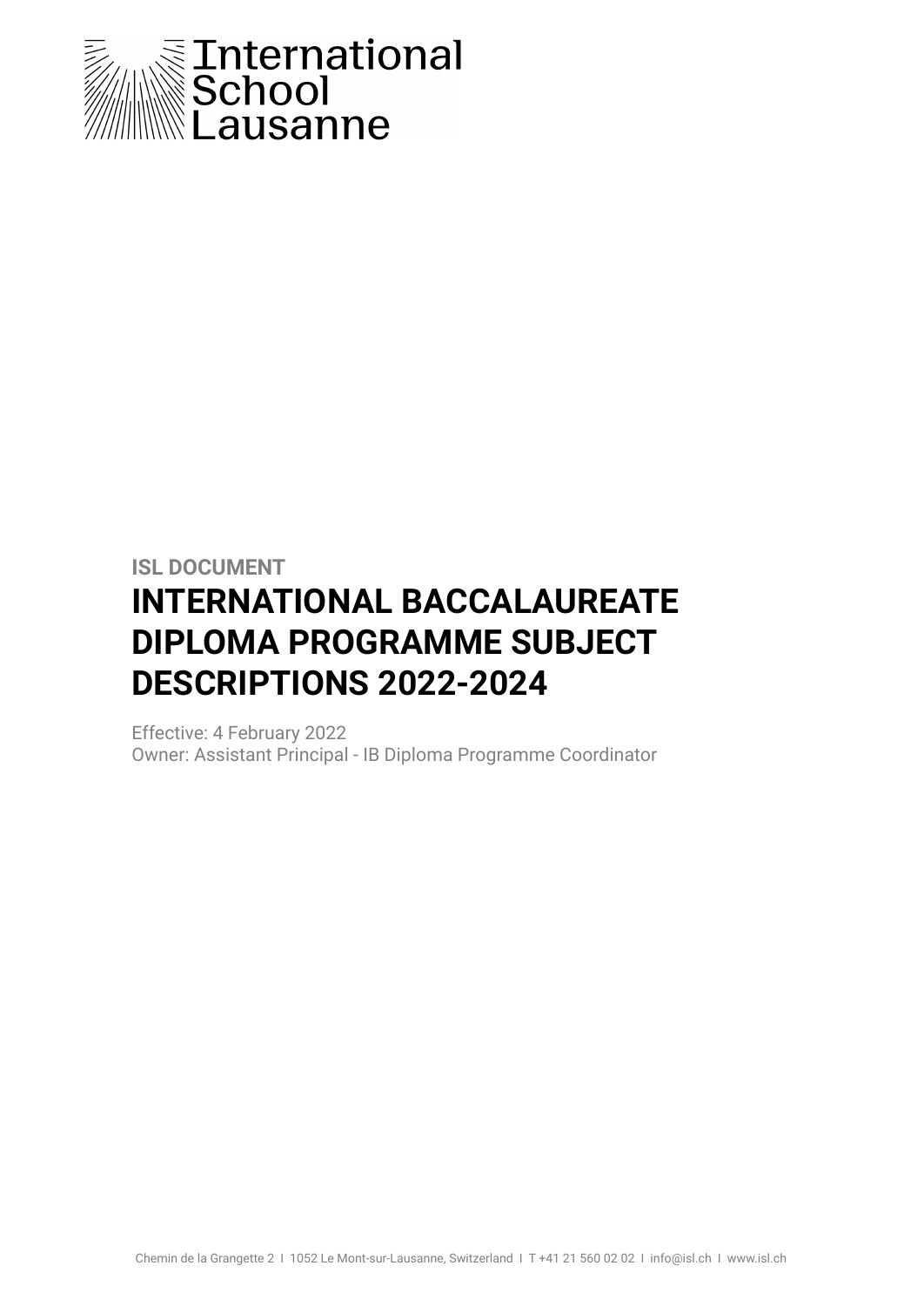International School Lausanne

**ISL DOCUMENT**

# INTERNATIONAL BACCALAUREATE DIPLOMA PROGRAMME SUBJECT DESCRIPTIONS 2022-2024

Effective: 4 February 2022
Owner: Assistant Principal - IB Diploma Programme Coordinator

Chemin de la Grangette 2 I 1052 Le Mont-sur-Lausanne, Switzerland I T +41 21 560 02 02 I info@isl.ch I www.isl.ch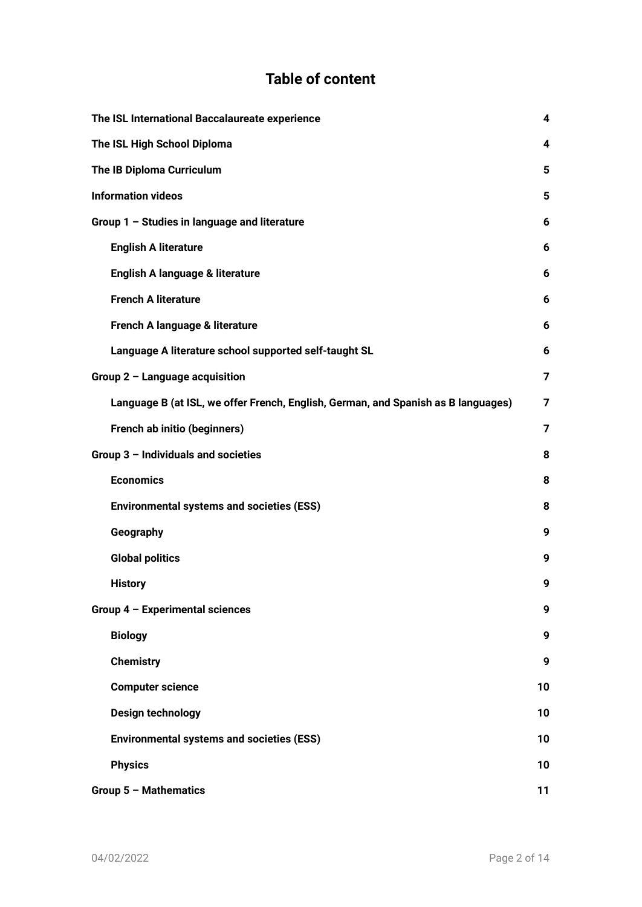# Table of content

| | |
|---|---|
| **The ISL International Baccalaureate experience** | **4** |
| **The ISL High School Diploma** | **4** |
| **The IB Diploma Curriculum** | **5** |
| **Information videos** | **5** |
| **Group 1 – Studies in language and literature** | **6** |
| &nbsp;&nbsp;&nbsp;&nbsp;**English A literature** | **6** |
| &nbsp;&nbsp;&nbsp;&nbsp;**English A language & literature** | **6** |
| &nbsp;&nbsp;&nbsp;&nbsp;**French A literature** | **6** |
| &nbsp;&nbsp;&nbsp;&nbsp;**French A language & literature** | **6** |
| &nbsp;&nbsp;&nbsp;&nbsp;**Language A literature school supported self-taught SL** | **6** |
| **Group 2 – Language acquisition** | **7** |
| &nbsp;&nbsp;&nbsp;&nbsp;**Language B (at ISL, we offer French, English, German, and Spanish as B languages)** | **7** |
| &nbsp;&nbsp;&nbsp;&nbsp;**French ab initio (beginners)** | **7** |
| **Group 3 – Individuals and societies** | **8** |
| &nbsp;&nbsp;&nbsp;&nbsp;**Economics** | **8** |
| &nbsp;&nbsp;&nbsp;&nbsp;**Environmental systems and societies (ESS)** | **8** |
| &nbsp;&nbsp;&nbsp;&nbsp;**Geography** | **9** |
| &nbsp;&nbsp;&nbsp;&nbsp;**Global politics** | **9** |
| &nbsp;&nbsp;&nbsp;&nbsp;**History** | **9** |
| **Group 4 – Experimental sciences** | **9** |
| &nbsp;&nbsp;&nbsp;&nbsp;**Biology** | **9** |
| &nbsp;&nbsp;&nbsp;&nbsp;**Chemistry** | **9** |
| &nbsp;&nbsp;&nbsp;&nbsp;**Computer science** | **10** |
| &nbsp;&nbsp;&nbsp;&nbsp;**Design technology** | **10** |
| &nbsp;&nbsp;&nbsp;&nbsp;**Environmental systems and societies (ESS)** | **10** |
| &nbsp;&nbsp;&nbsp;&nbsp;**Physics** | **10** |
| **Group 5 – Mathematics** | **11** |

04/02/2022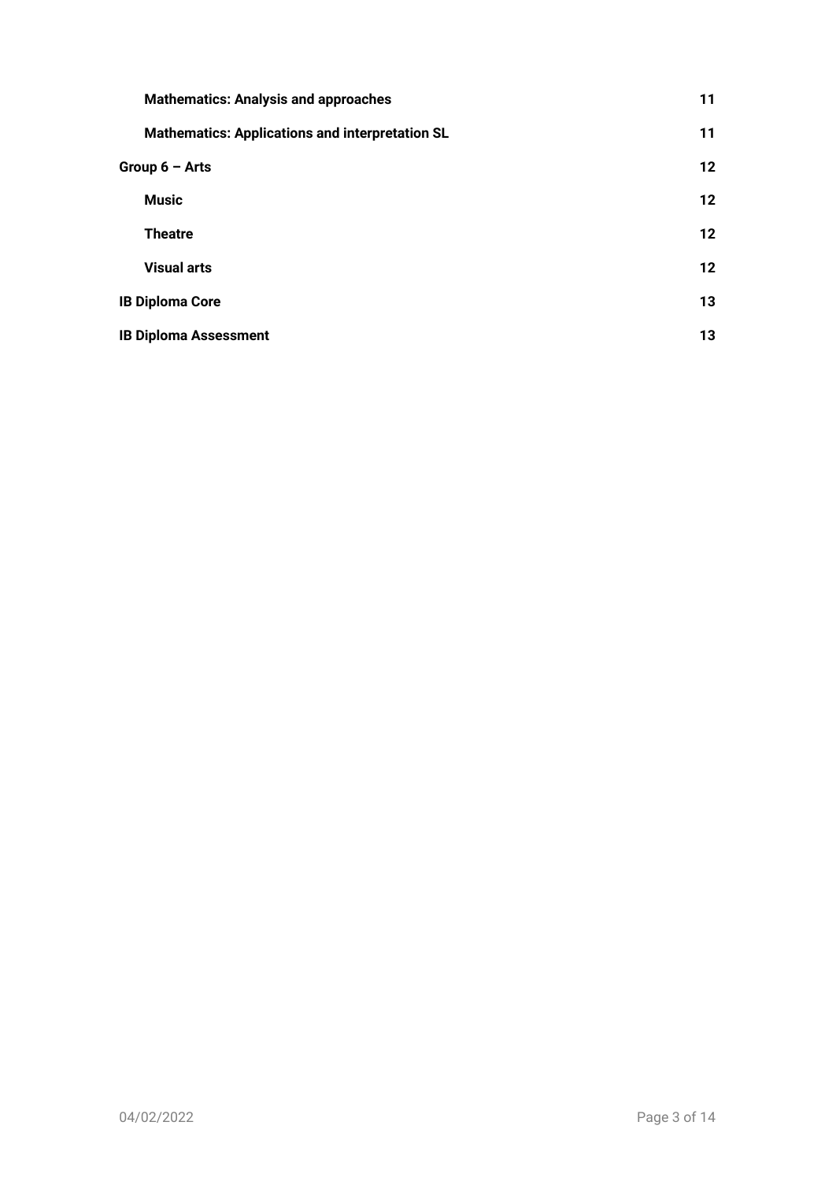**Mathematics: Analysis and approaches** 11

**Mathematics: Applications and interpretation SL** 11

**Group 6 – Arts** 12

**Music** 12

**Theatre** 12

**Visual arts** 12

**IB Diploma Core** 13

**IB Diploma Assessment** 13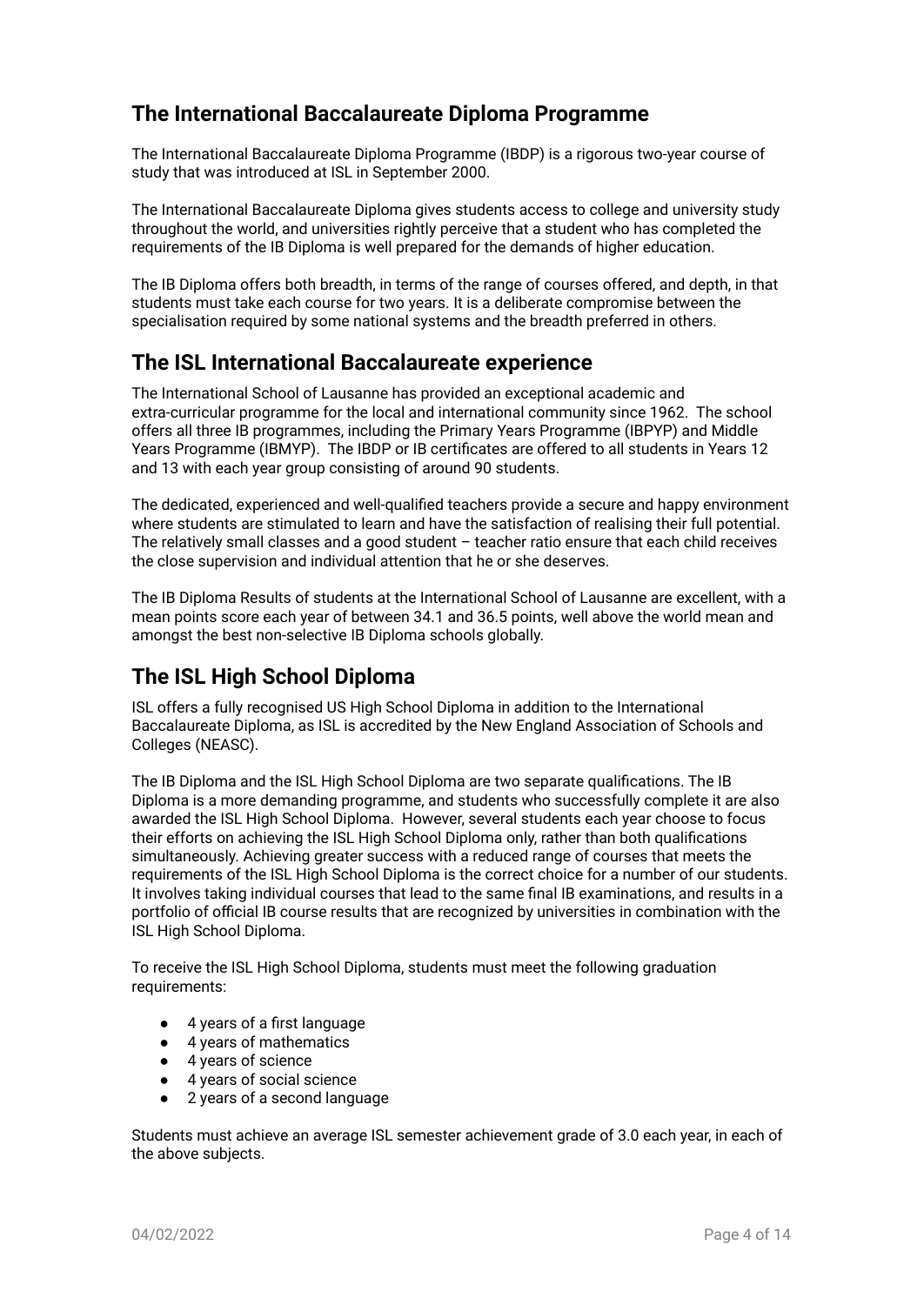## The International Baccalaureate Diploma Programme

The International Baccalaureate Diploma Programme (IBDP) is a rigorous two-year course of study that was introduced at ISL in September 2000.

The International Baccalaureate Diploma gives students access to college and university study throughout the world, and universities rightly perceive that a student who has completed the requirements of the IB Diploma is well prepared for the demands of higher education.

The IB Diploma offers both breadth, in terms of the range of courses offered, and depth, in that students must take each course for two years. It is a deliberate compromise between the specialisation required by some national systems and the breadth preferred in others.

## The ISL International Baccalaureate experience

The International School of Lausanne has provided an exceptional academic and extra-curricular programme for the local and international community since 1962. The school offers all three IB programmes, including the Primary Years Programme (IBPYP) and Middle Years Programme (IBMYP). The IBDP or IB certificates are offered to all students in Years 12 and 13 with each year group consisting of around 90 students.

The dedicated, experienced and well-qualified teachers provide a secure and happy environment where students are stimulated to learn and have the satisfaction of realising their full potential. The relatively small classes and a good student – teacher ratio ensure that each child receives the close supervision and individual attention that he or she deserves.

The IB Diploma Results of students at the International School of Lausanne are excellent, with a mean points score each year of between 34.1 and 36.5 points, well above the world mean and amongst the best non-selective IB Diploma schools globally.

## The ISL High School Diploma

ISL offers a fully recognised US High School Diploma in addition to the International Baccalaureate Diploma, as ISL is accredited by the New England Association of Schools and Colleges (NEASC).

The IB Diploma and the ISL High School Diploma are two separate qualifications. The IB Diploma is a more demanding programme, and students who successfully complete it are also awarded the ISL High School Diploma. However, several students each year choose to focus their efforts on achieving the ISL High School Diploma only, rather than both qualifications simultaneously. Achieving greater success with a reduced range of courses that meets the requirements of the ISL High School Diploma is the correct choice for a number of our students. It involves taking individual courses that lead to the same final IB examinations, and results in a portfolio of official IB course results that are recognized by universities in combination with the ISL High School Diploma.

To receive the ISL High School Diploma, students must meet the following graduation requirements:

- 4 years of a first language
- 4 years of mathematics
- 4 years of science
- 4 years of social science
- 2 years of a second language

Students must achieve an average ISL semester achievement grade of 3.0 each year, in each of the above subjects.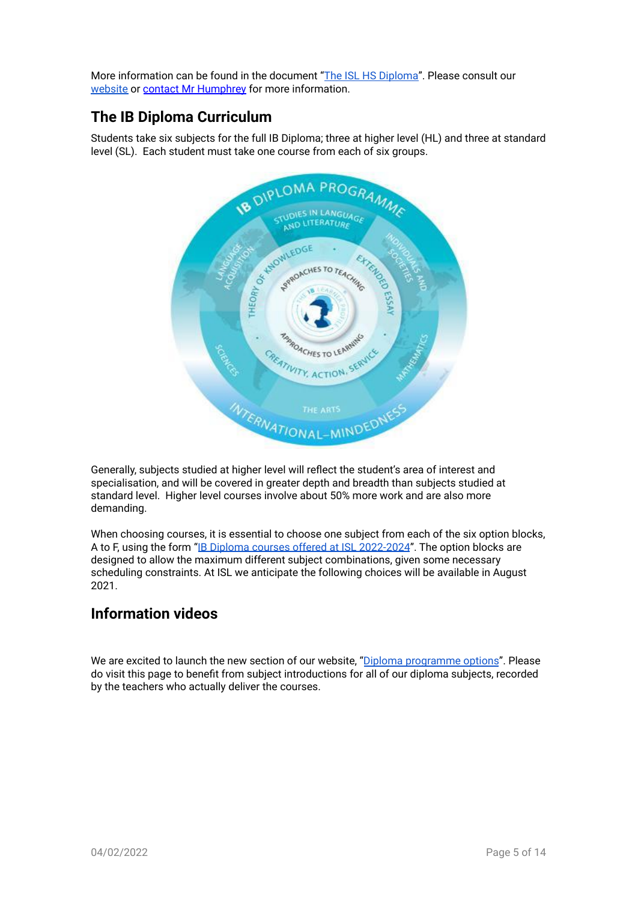More information can be found in the document "[The ISL HS Diploma]()". Please consult our [website]() or [contact Mr Humphrey]() for more information.

## The IB Diploma Curriculum

Students take six subjects for the full IB Diploma; three at higher level (HL) and three at standard level (SL). Each student must take one course from each of six groups.

Generally, subjects studied at higher level will reflect the student's area of interest and specialisation, and will be covered in greater depth and breadth than subjects studied at standard level. Higher level courses involve about 50% more work and are also more demanding.

When choosing courses, it is essential to choose one subject from each of the six option blocks, A to F, using the form "[IB Diploma courses offered at ISL 2022-2024]()". The option blocks are designed to allow the maximum different subject combinations, given some necessary scheduling constraints. At ISL we anticipate the following choices will be available in August 2021.

## Information videos

We are excited to launch the new section of our website, "[Diploma programme options]()". Please do visit this page to benefit from subject introductions for all of our diploma subjects, recorded by the teachers who actually deliver the courses.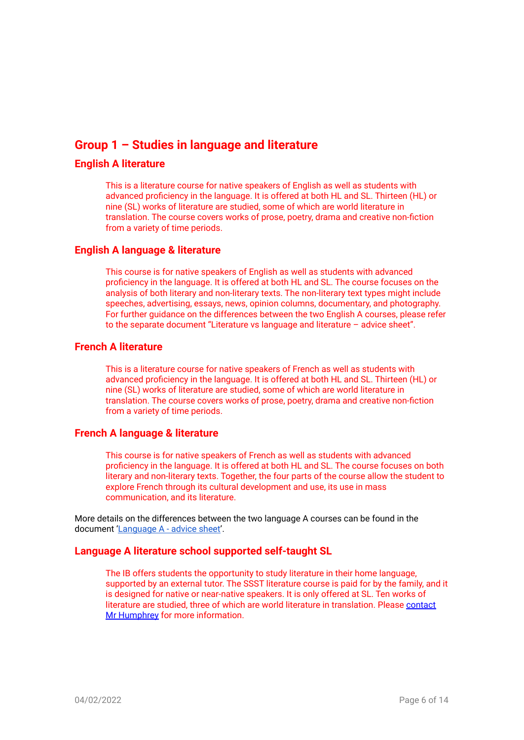## Group 1 – Studies in language and literature

### English A literature

This is a literature course for native speakers of English as well as students with advanced proficiency in the language. It is offered at both HL and SL. Thirteen (HL) or nine (SL) works of literature are studied, some of which are world literature in translation. The course covers works of prose, poetry, drama and creative non-fiction from a variety of time periods.

### English A language & literature

This course is for native speakers of English as well as students with advanced proficiency in the language. It is offered at both HL and SL. The course focuses on the analysis of both literary and non-literary texts. The non-literary text types might include speeches, advertising, essays, news, opinion columns, documentary, and photography. For further guidance on the differences between the two English A courses, please refer to the separate document "Literature vs language and literature – advice sheet".

### French A literature

This is a literature course for native speakers of French as well as students with advanced proficiency in the language. It is offered at both HL and SL. Thirteen (HL) or nine (SL) works of literature are studied, some of which are world literature in translation. The course covers works of prose, poetry, drama and creative non-fiction from a variety of time periods.

### French A language & literature

This course is for native speakers of French as well as students with advanced proficiency in the language. It is offered at both HL and SL. The course focuses on both literary and non-literary texts. Together, the four parts of the course allow the student to explore French through its cultural development and use, its use in mass communication, and its literature.

More details on the differences between the two language A courses can be found in the document '[Language A - advice sheet]'.

### Language A literature school supported self-taught SL

The IB offers students the opportunity to study literature in their home language, supported by an external tutor. The SSST literature course is paid for by the family, and it is designed for native or near-native speakers. It is only offered at SL. Ten works of literature are studied, three of which are world literature in translation. Please [contact Mr Humphrey] for more information.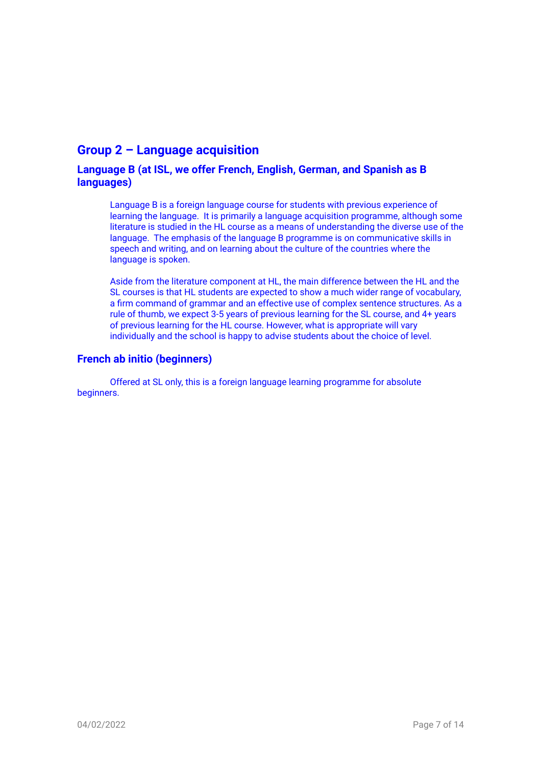## Group 2 – Language acquisition

### Language B (at ISL, we offer French, English, German, and Spanish as B languages)

Language B is a foreign language course for students with previous experience of learning the language. It is primarily a language acquisition programme, although some literature is studied in the HL course as a means of understanding the diverse use of the language. The emphasis of the language B programme is on communicative skills in speech and writing, and on learning about the culture of the countries where the language is spoken.

Aside from the literature component at HL, the main difference between the HL and the SL courses is that HL students are expected to show a much wider range of vocabulary, a firm command of grammar and an effective use of complex sentence structures. As a rule of thumb, we expect 3-5 years of previous learning for the SL course, and 4+ years of previous learning for the HL course. However, what is appropriate will vary individually and the school is happy to advise students about the choice of level.

### French ab initio (beginners)

Offered at SL only, this is a foreign language learning programme for absolute beginners.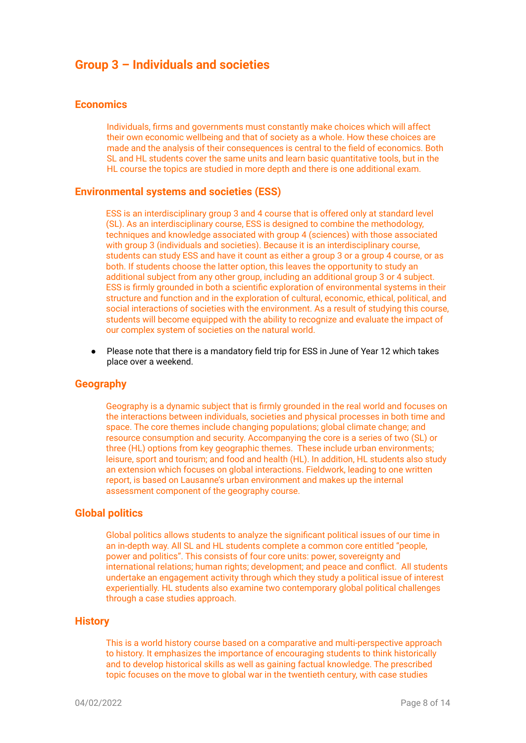# Group 3 – Individuals and societies

## Economics

Individuals, firms and governments must constantly make choices which will affect their own economic wellbeing and that of society as a whole. How these choices are made and the analysis of their consequences is central to the field of economics. Both SL and HL students cover the same units and learn basic quantitative tools, but in the HL course the topics are studied in more depth and there is one additional exam.

## Environmental systems and societies (ESS)

ESS is an interdisciplinary group 3 and 4 course that is offered only at standard level (SL). As an interdisciplinary course, ESS is designed to combine the methodology, techniques and knowledge associated with group 4 (sciences) with those associated with group 3 (individuals and societies). Because it is an interdisciplinary course, students can study ESS and have it count as either a group 3 or a group 4 course, or as both. If students choose the latter option, this leaves the opportunity to study an additional subject from any other group, including an additional group 3 or 4 subject. ESS is firmly grounded in both a scientific exploration of environmental systems in their structure and function and in the exploration of cultural, economic, ethical, political, and social interactions of societies with the environment. As a result of studying this course, students will become equipped with the ability to recognize and evaluate the impact of our complex system of societies on the natural world.

- Please note that there is a mandatory field trip for ESS in June of Year 12 which takes place over a weekend.

## Geography

Geography is a dynamic subject that is firmly grounded in the real world and focuses on the interactions between individuals, societies and physical processes in both time and space. The core themes include changing populations; global climate change; and resource consumption and security. Accompanying the core is a series of two (SL) or three (HL) options from key geographic themes. These include urban environments; leisure, sport and tourism; and food and health (HL). In addition, HL students also study an extension which focuses on global interactions. Fieldwork, leading to one written report, is based on Lausanne's urban environment and makes up the internal assessment component of the geography course.

## Global politics

Global politics allows students to analyze the significant political issues of our time in an in-depth way. All SL and HL students complete a common core entitled "people, power and politics". This consists of four core units: power, sovereignty and international relations; human rights; development; and peace and conflict. All students undertake an engagement activity through which they study a political issue of interest experientially. HL students also examine two contemporary global political challenges through a case studies approach.

## History

This is a world history course based on a comparative and multi-perspective approach to history. It emphasizes the importance of encouraging students to think historically and to develop historical skills as well as gaining factual knowledge. The prescribed topic focuses on the move to global war in the twentieth century, with case studies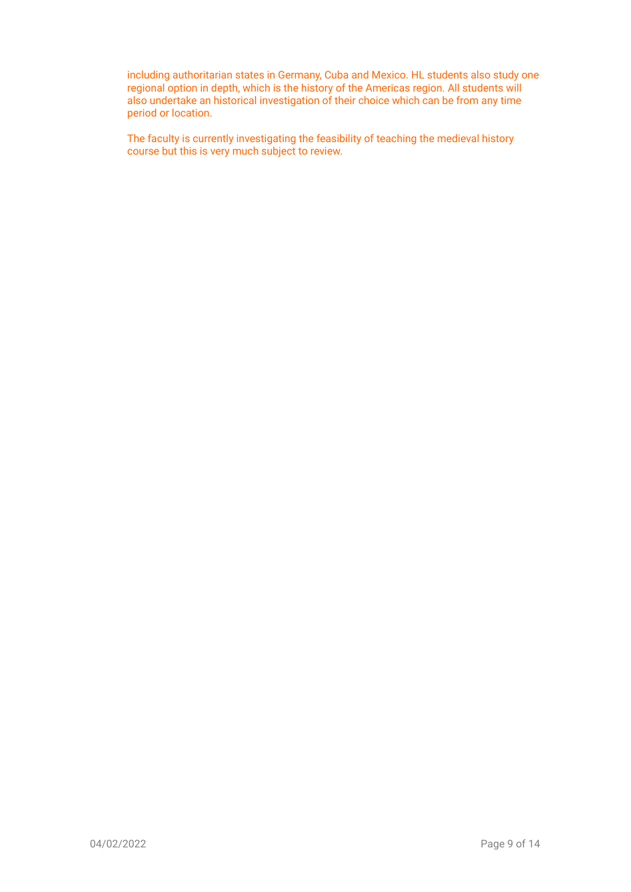including authoritarian states in Germany, Cuba and Mexico. HL students also study one regional option in depth, which is the history of the Americas region. All students will also undertake an historical investigation of their choice which can be from any time period or location.

The faculty is currently investigating the feasibility of teaching the medieval history course but this is very much subject to review.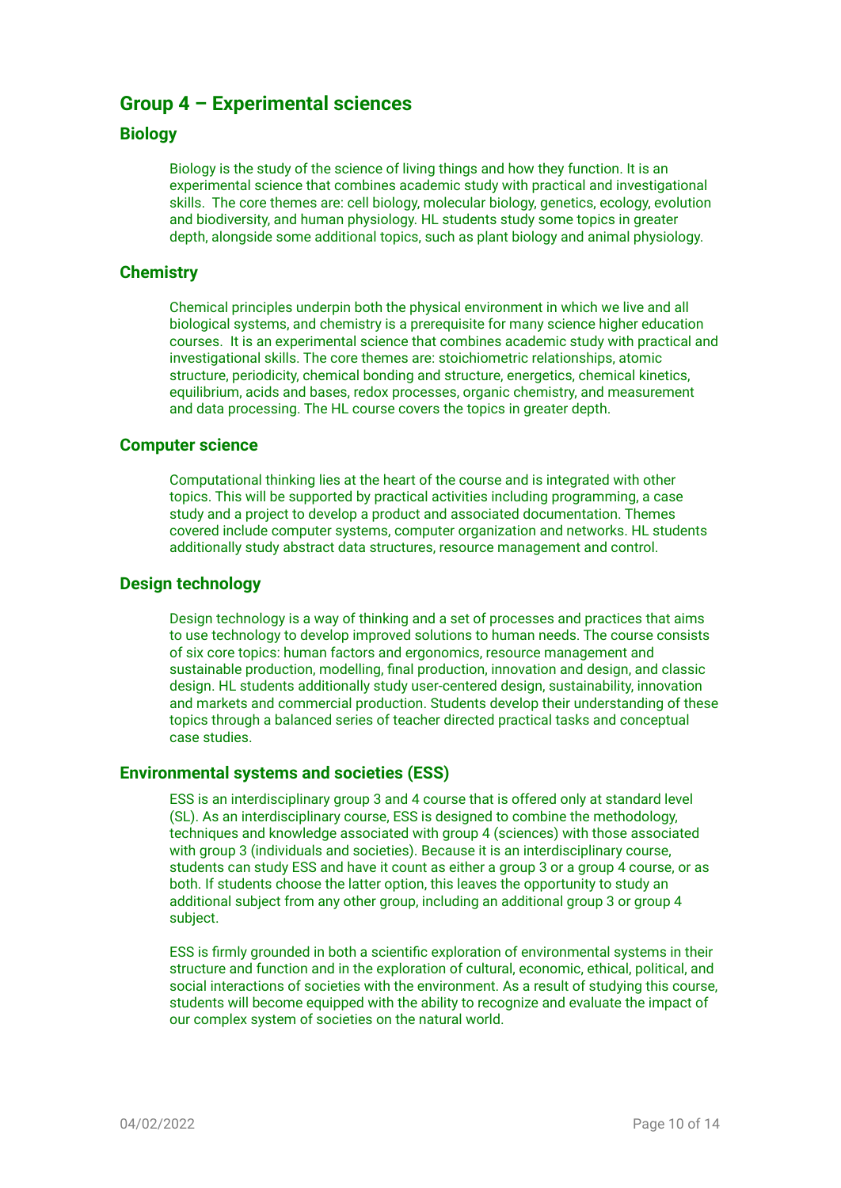## Group 4 – Experimental sciences

### Biology

Biology is the study of the science of living things and how they function. It is an experimental science that combines academic study with practical and investigational skills. The core themes are: cell biology, molecular biology, genetics, ecology, evolution and biodiversity, and human physiology. HL students study some topics in greater depth, alongside some additional topics, such as plant biology and animal physiology.

### Chemistry

Chemical principles underpin both the physical environment in which we live and all biological systems, and chemistry is a prerequisite for many science higher education courses. It is an experimental science that combines academic study with practical and investigational skills. The core themes are: stoichiometric relationships, atomic structure, periodicity, chemical bonding and structure, energetics, chemical kinetics, equilibrium, acids and bases, redox processes, organic chemistry, and measurement and data processing. The HL course covers the topics in greater depth.

### Computer science

Computational thinking lies at the heart of the course and is integrated with other topics. This will be supported by practical activities including programming, a case study and a project to develop a product and associated documentation. Themes covered include computer systems, computer organization and networks. HL students additionally study abstract data structures, resource management and control.

### Design technology

Design technology is a way of thinking and a set of processes and practices that aims to use technology to develop improved solutions to human needs. The course consists of six core topics: human factors and ergonomics, resource management and sustainable production, modelling, final production, innovation and design, and classic design. HL students additionally study user-centered design, sustainability, innovation and markets and commercial production. Students develop their understanding of these topics through a balanced series of teacher directed practical tasks and conceptual case studies.

### Environmental systems and societies (ESS)

ESS is an interdisciplinary group 3 and 4 course that is offered only at standard level (SL). As an interdisciplinary course, ESS is designed to combine the methodology, techniques and knowledge associated with group 4 (sciences) with those associated with group 3 (individuals and societies). Because it is an interdisciplinary course, students can study ESS and have it count as either a group 3 or a group 4 course, or as both. If students choose the latter option, this leaves the opportunity to study an additional subject from any other group, including an additional group 3 or group 4 subject.

ESS is firmly grounded in both a scientific exploration of environmental systems in their structure and function and in the exploration of cultural, economic, ethical, political, and social interactions of societies with the environment. As a result of studying this course, students will become equipped with the ability to recognize and evaluate the impact of our complex system of societies on the natural world.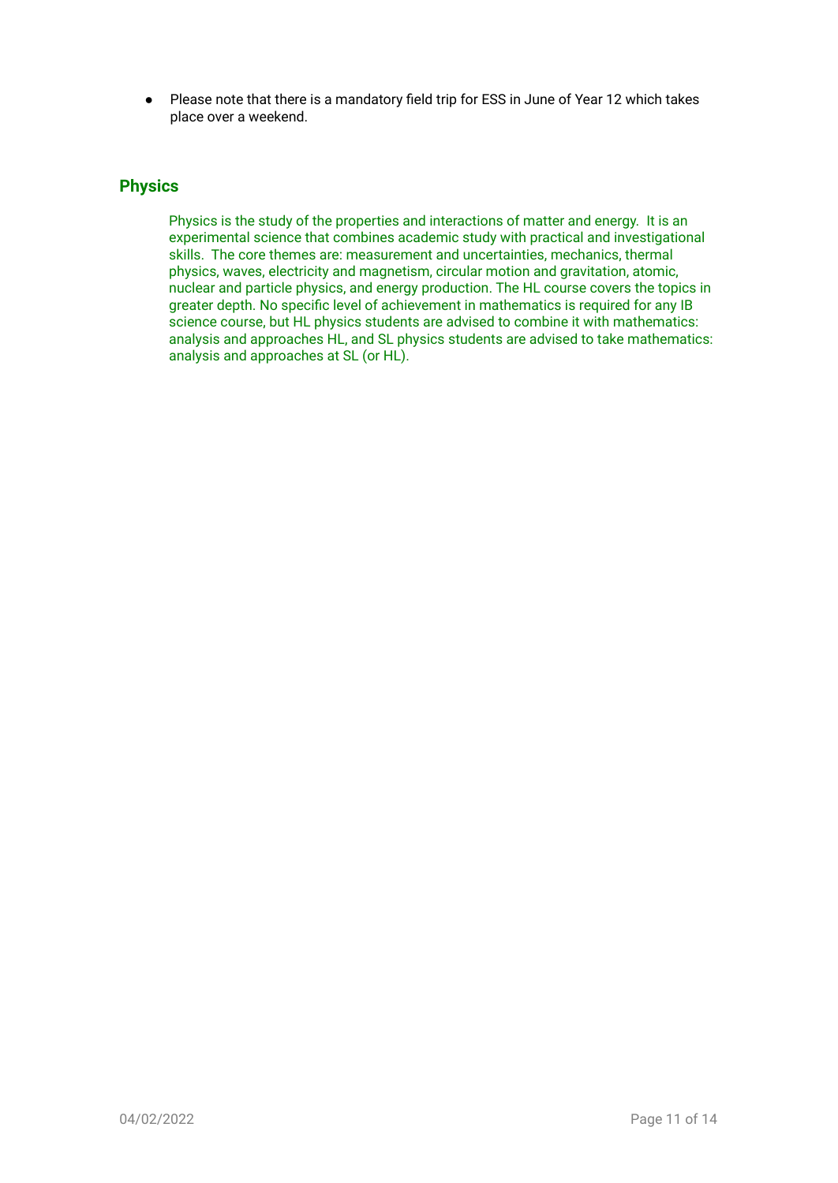- Please note that there is a mandatory field trip for ESS in June of Year 12 which takes place over a weekend.

## Physics

Physics is the study of the properties and interactions of matter and energy. It is an experimental science that combines academic study with practical and investigational skills. The core themes are: measurement and uncertainties, mechanics, thermal physics, waves, electricity and magnetism, circular motion and gravitation, atomic, nuclear and particle physics, and energy production. The HL course covers the topics in greater depth. No specific level of achievement in mathematics is required for any IB science course, but HL physics students are advised to combine it with mathematics: analysis and approaches HL, and SL physics students are advised to take mathematics: analysis and approaches at SL (or HL).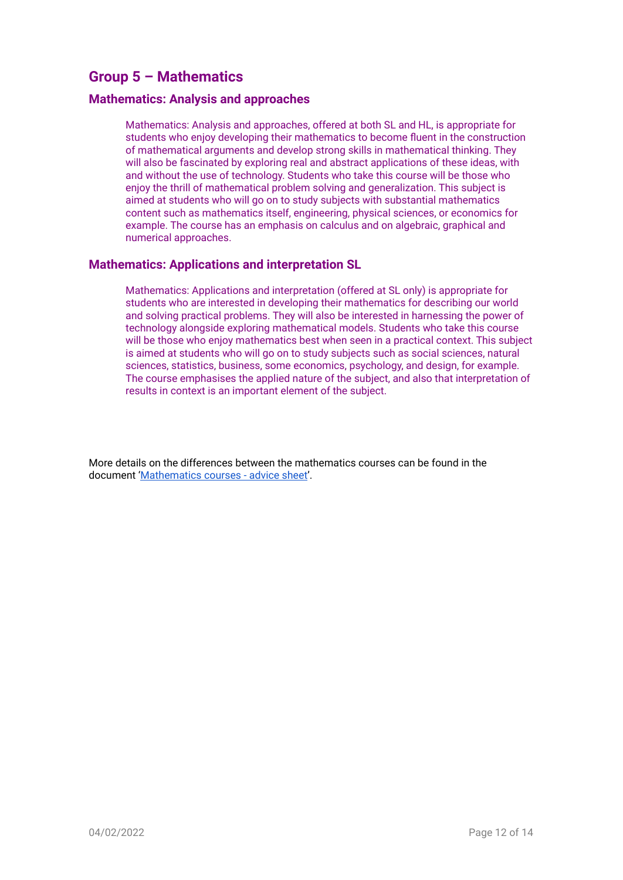## Group 5 – Mathematics

### Mathematics: Analysis and approaches

Mathematics: Analysis and approaches, offered at both SL and HL, is appropriate for students who enjoy developing their mathematics to become fluent in the construction of mathematical arguments and develop strong skills in mathematical thinking. They will also be fascinated by exploring real and abstract applications of these ideas, with and without the use of technology. Students who take this course will be those who enjoy the thrill of mathematical problem solving and generalization. This subject is aimed at students who will go on to study subjects with substantial mathematics content such as mathematics itself, engineering, physical sciences, or economics for example. The course has an emphasis on calculus and on algebraic, graphical and numerical approaches.

### Mathematics: Applications and interpretation SL

Mathematics: Applications and interpretation (offered at SL only) is appropriate for students who are interested in developing their mathematics for describing our world and solving practical problems. They will also be interested in harnessing the power of technology alongside exploring mathematical models. Students who take this course will be those who enjoy mathematics best when seen in a practical context. This subject is aimed at students who will go on to study subjects such as social sciences, natural sciences, statistics, business, some economics, psychology, and design, for example. The course emphasises the applied nature of the subject, and also that interpretation of results in context is an important element of the subject.

More details on the differences between the mathematics courses can be found in the document '[Mathematics courses - advice sheet]'.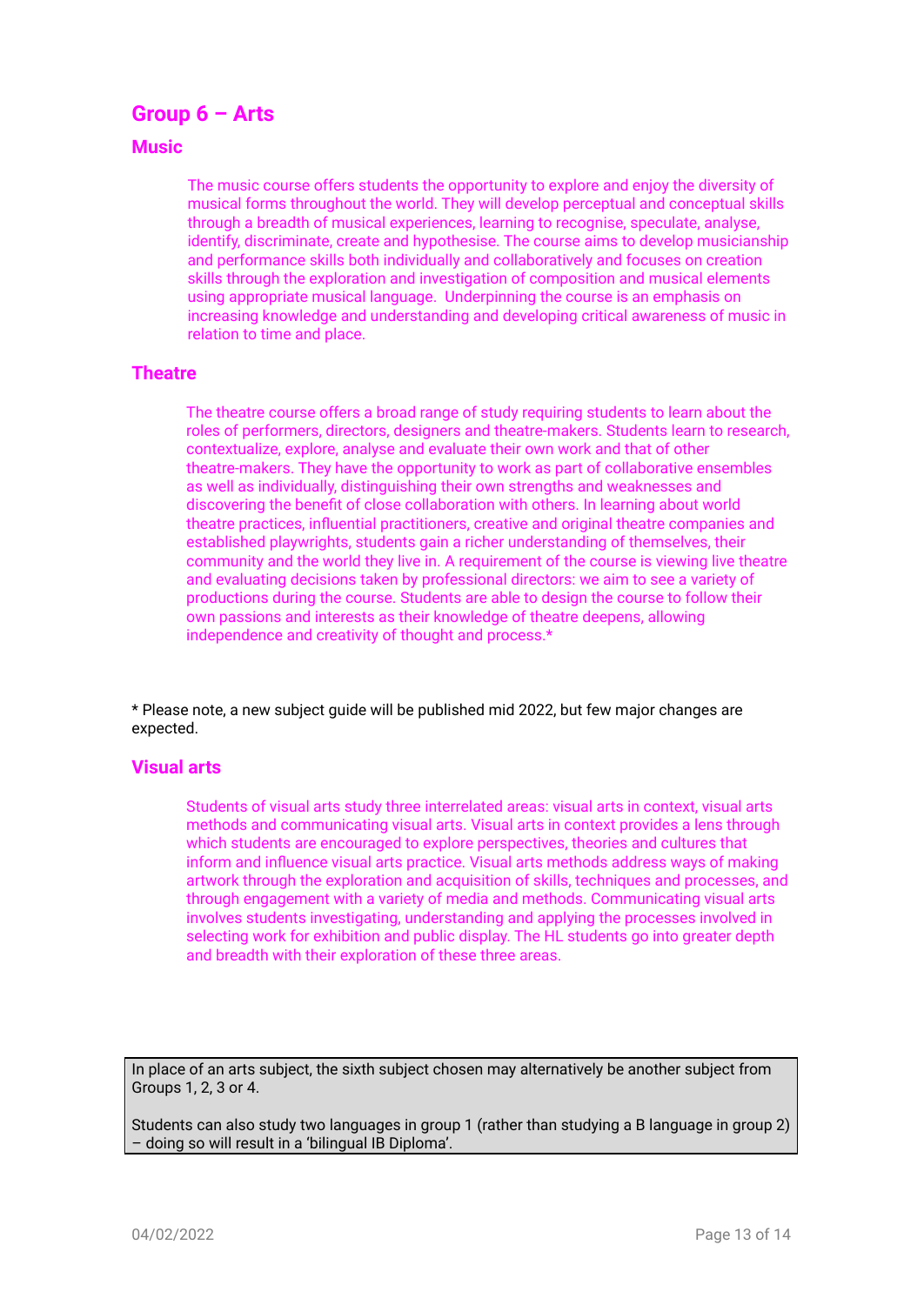## Group 6 – Arts

### Music

The music course offers students the opportunity to explore and enjoy the diversity of musical forms throughout the world. They will develop perceptual and conceptual skills through a breadth of musical experiences, learning to recognise, speculate, analyse, identify, discriminate, create and hypothesise. The course aims to develop musicianship and performance skills both individually and collaboratively and focuses on creation skills through the exploration and investigation of composition and musical elements using appropriate musical language. Underpinning the course is an emphasis on increasing knowledge and understanding and developing critical awareness of music in relation to time and place.

### Theatre

The theatre course offers a broad range of study requiring students to learn about the roles of performers, directors, designers and theatre-makers. Students learn to research, contextualize, explore, analyse and evaluate their own work and that of other theatre-makers. They have the opportunity to work as part of collaborative ensembles as well as individually, distinguishing their own strengths and weaknesses and discovering the benefit of close collaboration with others. In learning about world theatre practices, influential practitioners, creative and original theatre companies and established playwrights, students gain a richer understanding of themselves, their community and the world they live in. A requirement of the course is viewing live theatre and evaluating decisions taken by professional directors: we aim to see a variety of productions during the course. Students are able to design the course to follow their own passions and interests as their knowledge of theatre deepens, allowing independence and creativity of thought and process.*

* Please note, a new subject guide will be published mid 2022, but few major changes are expected.

### Visual arts

Students of visual arts study three interrelated areas: visual arts in context, visual arts methods and communicating visual arts. Visual arts in context provides a lens through which students are encouraged to explore perspectives, theories and cultures that inform and influence visual arts practice. Visual arts methods address ways of making artwork through the exploration and acquisition of skills, techniques and processes, and through engagement with a variety of media and methods. Communicating visual arts involves students investigating, understanding and applying the processes involved in selecting work for exhibition and public display. The HL students go into greater depth and breadth with their exploration of these three areas.

In place of an arts subject, the sixth subject chosen may alternatively be another subject from Groups 1, 2, 3 or 4.

Students can also study two languages in group 1 (rather than studying a B language in group 2) – doing so will result in a 'bilingual IB Diploma'.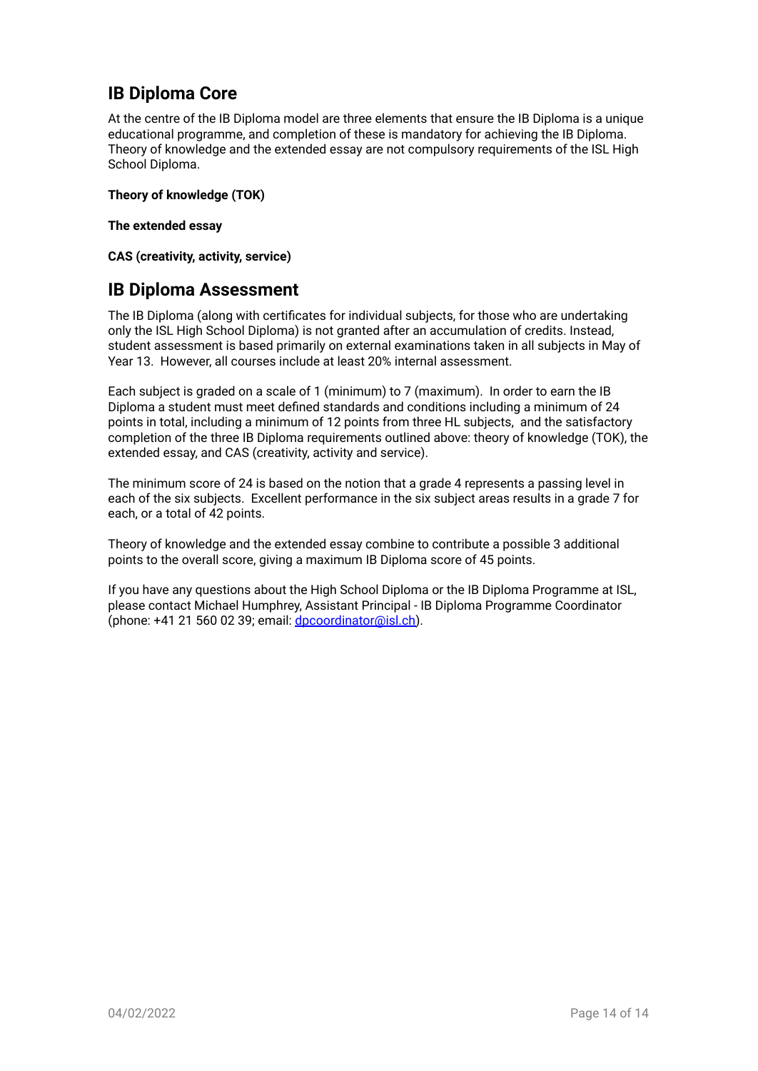## IB Diploma Core

At the centre of the IB Diploma model are three elements that ensure the IB Diploma is a unique educational programme, and completion of these is mandatory for achieving the IB Diploma. Theory of knowledge and the extended essay are not compulsory requirements of the ISL High School Diploma.

**Theory of knowledge (TOK)**

**The extended essay**

**CAS (creativity, activity, service)**

## IB Diploma Assessment

The IB Diploma (along with certificates for individual subjects, for those who are undertaking only the ISL High School Diploma) is not granted after an accumulation of credits. Instead, student assessment is based primarily on external examinations taken in all subjects in May of Year 13. However, all courses include at least 20% internal assessment.

Each subject is graded on a scale of 1 (minimum) to 7 (maximum). In order to earn the IB Diploma a student must meet defined standards and conditions including a minimum of 24 points in total, including a minimum of 12 points from three HL subjects, and the satisfactory completion of the three IB Diploma requirements outlined above: theory of knowledge (TOK), the extended essay, and CAS (creativity, activity and service).

The minimum score of 24 is based on the notion that a grade 4 represents a passing level in each of the six subjects. Excellent performance in the six subject areas results in a grade 7 for each, or a total of 42 points.

Theory of knowledge and the extended essay combine to contribute a possible 3 additional points to the overall score, giving a maximum IB Diploma score of 45 points.

If you have any questions about the High School Diploma or the IB Diploma Programme at ISL, please contact Michael Humphrey, Assistant Principal - IB Diploma Programme Coordinator (phone: +41 21 560 02 39; email: dpcoordinator@isl.ch).

04/02/2022